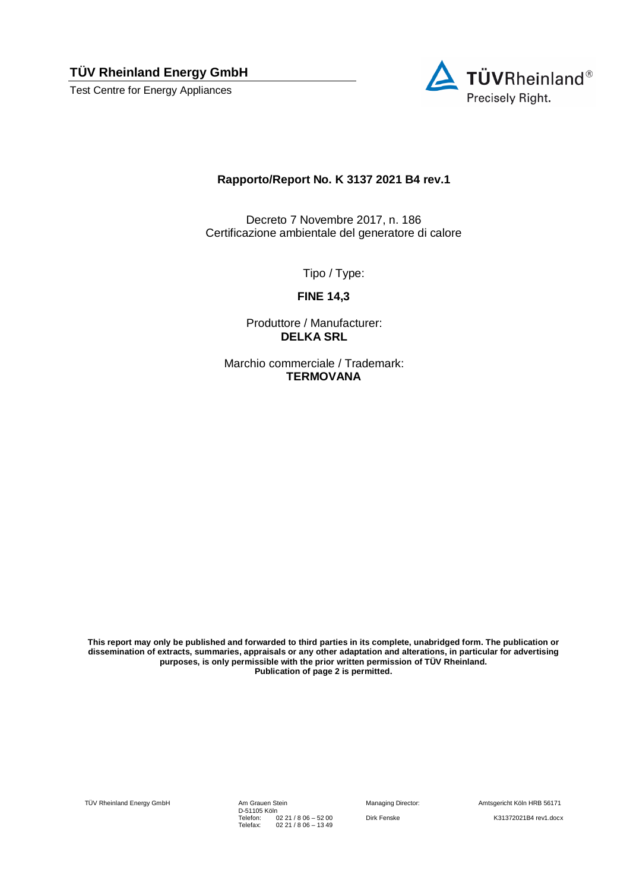**TÜV Rheinland Energy GmbH**

Test Centre for Energy Appliances

TÜVRheinland®
Precisely Right.

## Rapporto/Report No. K 3137 2021 B4 rev.1

Decreto 7 Novembre 2017, n. 186
Certificazione ambientale del generatore di calore

Tipo / Type:

**FINE 14,3**

Produttore / Manufacturer:
**DELKA SRL**

Marchio commerciale / Trademark:
**TERMOVANA**

**This report may only be published and forwarded to third parties in its complete, unabridged form. The publication or dissemination of extracts, summaries, appraisals or any other adaptation and alterations, in particular for advertising purposes, is only permissible with the prior written permission of TÜV Rheinland.**
**Publication of page 2 is permitted.**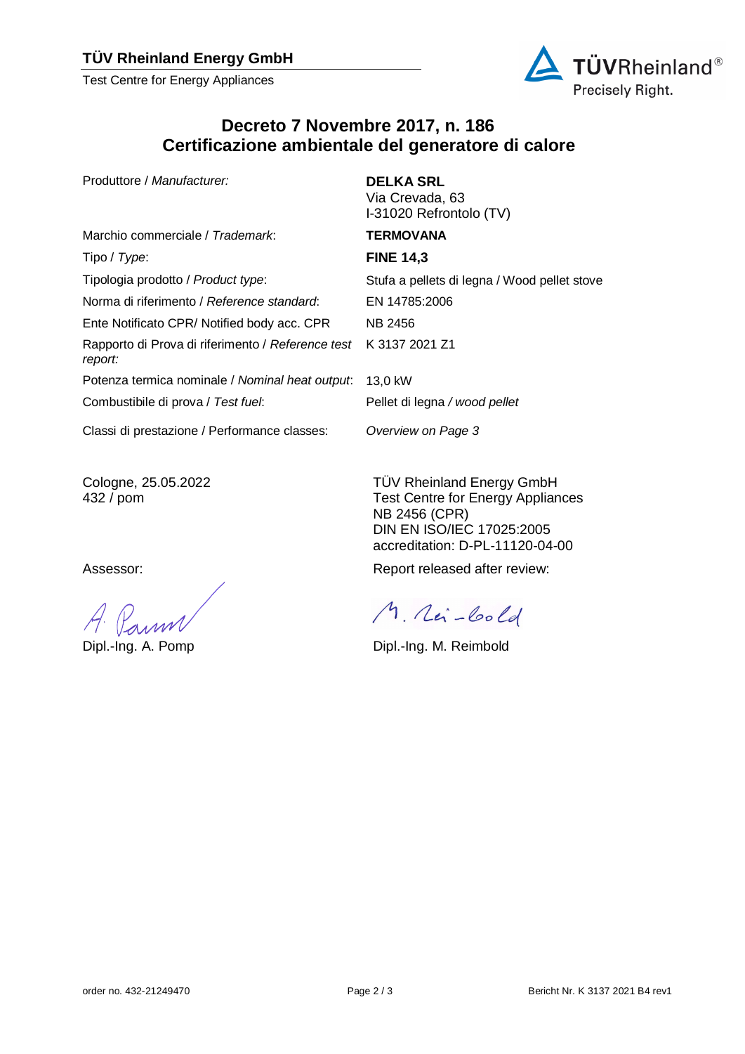**TÜV Rheinland Energy GmbH**

Test Centre for Energy Appliances

# Decreto 7 Novembre 2017, n. 186
# Certificazione ambientale del generatore di calore

| | |
|---|---|
| Produttore / *Manufacturer:* | **DELKA SRL**<br>Via Crevada, 63<br>I-31020 Refrontolo (TV) |
| Marchio commerciale / *Trademark*: | **TERMOVANA** |
| Tipo / *Type*: | **FINE 14,3** |
| Tipologia prodotto / *Product type*: | Stufa a pellets di legna / Wood pellet stove |
| Norma di riferimento / *Reference standard*: | EN 14785:2006 |
| Ente Notificato CPR/ Notified body acc. CPR | NB 2456 |
| Rapporto di Prova di riferimento / *Reference test report:* | K 3137 2021 Z1 |
| Potenza termica nominale / *Nominal heat output*: | 13,0 kW |
| Combustibile di prova / *Test fuel*: | Pellet di legna */ wood pellet* |
| Classi di prestazione / Performance classes: | *Overview on Page 3* |

Cologne, 25.05.2022
432 / pom

TÜV Rheinland Energy GmbH
Test Centre for Energy Appliances
NB 2456 (CPR)
DIN EN ISO/IEC 17025:2005
accreditation: D-PL-11120-04-00

Assessor:

Dipl.-Ing. A. Pomp

Report released after review:

Dipl.-Ing. M. Reimbold

order no. 432-21249470

Bericht Nr. K 3137 2021 B4 rev1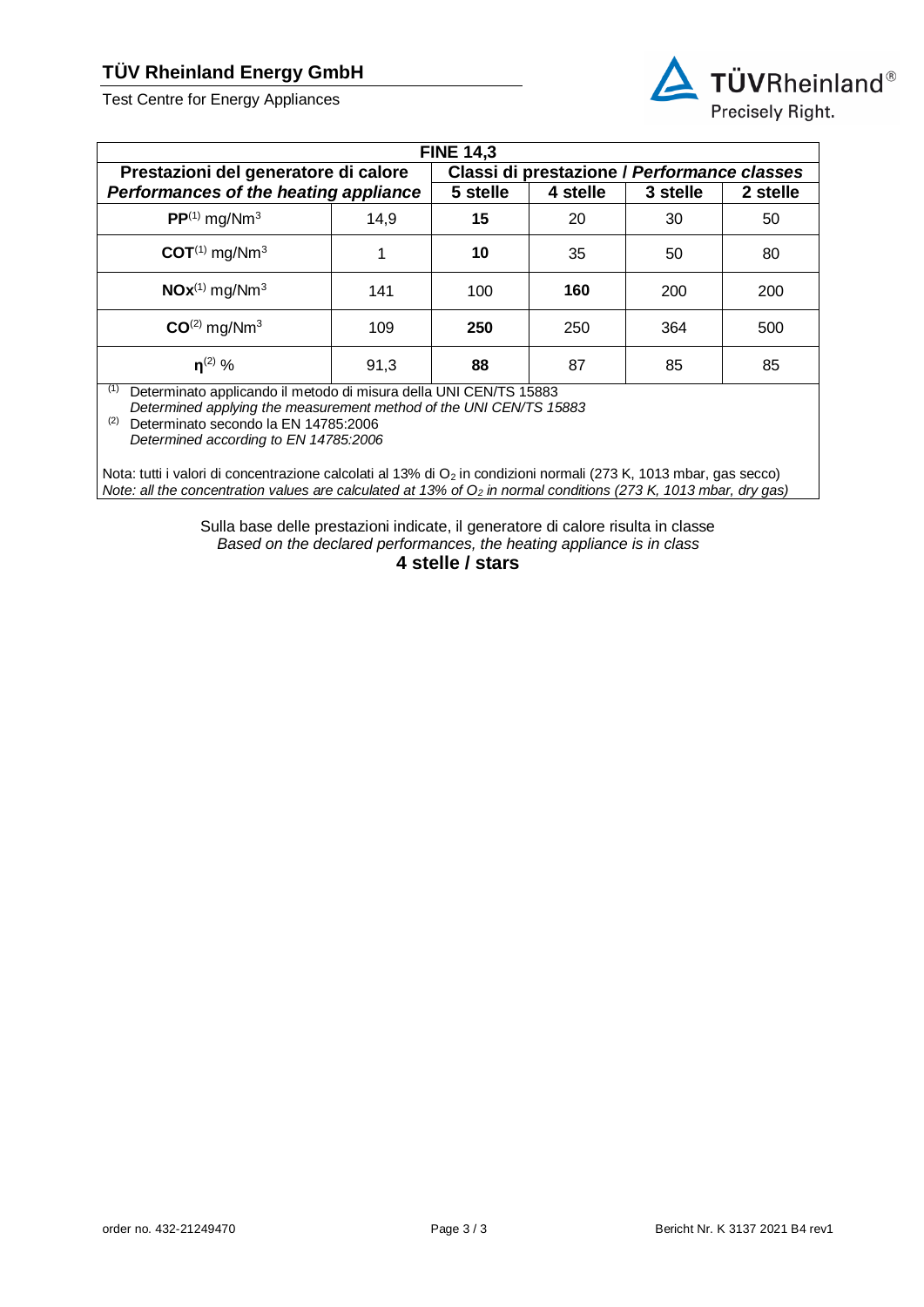| FINE 14,3 | | | | | |
|---|---|---|---|---|---|
| **Prestazioni del generatore di calore** *Performances of the heating appliance* | | **Classi di prestazione / *Performance classes*** | | | |
| | | **5 stelle** | **4 stelle** | **3 stelle** | **2 stelle** |
| **PP**(1) mg/Nm³ | 14,9 | **15** | 20 | 30 | 50 |
| **COT**(1) mg/Nm³ | 1 | **10** | 35 | 50 | 80 |
| **NOx**(1) mg/Nm³ | 141 | 100 | **160** | 200 | 200 |
| **CO**(2) mg/Nm³ | 109 | **250** | 250 | 364 | 500 |
| **η**(2) % | 91,3 | **88** | 87 | 85 | 85 |

(1) Determinato applicando il metodo di misura della UNI CEN/TS 15883
*Determined applying the measurement method of the UNI CEN/TS 15883*

(2) Determinato secondo la EN 14785:2006
*Determined according to EN 14785:2006*

Nota: tutti i valori di concentrazione calcolati al 13% di $O_2$ in condizioni normali (273 K, 1013 mbar, gas secco)
*Note: all the concentration values are calculated at 13% of $O_2$ in normal conditions (273 K, 1013 mbar, dry gas)*

Sulla base delle prestazioni indicate, il generatore di calore risulta in classe
*Based on the declared performances, the heating appliance is in class*
**4 stelle / stars**